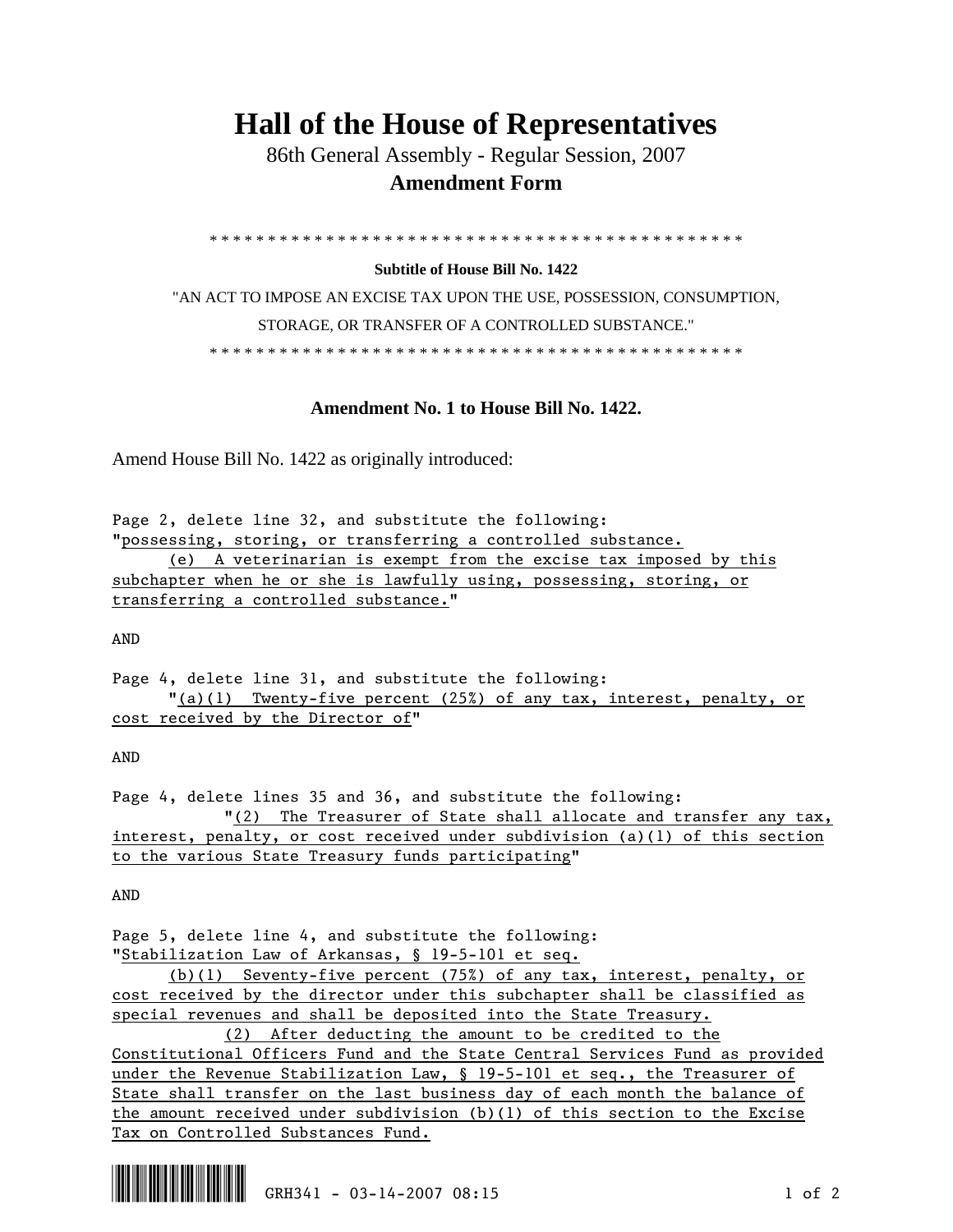# Hall of the House of Representatives

86th General Assembly - Regular Session, 2007

**Amendment Form**

\* \* \* \* \* \* \* \* \* \* \* \* \* \* \* \* \* \* \* \* \* \* \* \* \* \* \* \* \* \* \* \* \* \* \* \* \* \* \* \* \* \* \* \* \* \* \* \* \*

**Subtitle of House Bill No. 1422**

"AN ACT TO IMPOSE AN EXCISE TAX UPON THE USE, POSSESSION, CONSUMPTION, STORAGE, OR TRANSFER OF A CONTROLLED SUBSTANCE."

\* \* \* \* \* \* \* \* \* \* \* \* \* \* \* \* \* \* \* \* \* \* \* \* \* \* \* \* \* \* \* \* \* \* \* \* \* \* \* \* \* \* \* \* \* \* \* \* \*

**Amendment No. 1 to House Bill No. 1422.**

Amend House Bill No. 1422 as originally introduced:

Page 2, delete line 32, and substitute the following:
"possessing, storing, or transferring a controlled substance.
(e) A veterinarian is exempt from the excise tax imposed by this subchapter when he or she is lawfully using, possessing, storing, or transferring a controlled substance."

AND

Page 4, delete line 31, and substitute the following:
"(a)(1) Twenty-five percent (25%) of any tax, interest, penalty, or cost received by the Director of"

AND

Page 4, delete lines 35 and 36, and substitute the following:
"(2) The Treasurer of State shall allocate and transfer any tax, interest, penalty, or cost received under subdivision (a)(1) of this section to the various State Treasury funds participating"

AND

Page 5, delete line 4, and substitute the following:
"Stabilization Law of Arkansas, § 19-5-101 et seq.
(b)(1) Seventy-five percent (75%) of any tax, interest, penalty, or cost received by the director under this subchapter shall be classified as special revenues and shall be deposited into the State Treasury.
(2) After deducting the amount to be credited to the Constitutional Officers Fund and the State Central Services Fund as provided under the Revenue Stabilization Law, § 19-5-101 et seq., the Treasurer of State shall transfer on the last business day of each month the balance of the amount received under subdivision (b)(1) of this section to the Excise Tax on Controlled Substances Fund.

GRH341 - 03-14-2007 08:15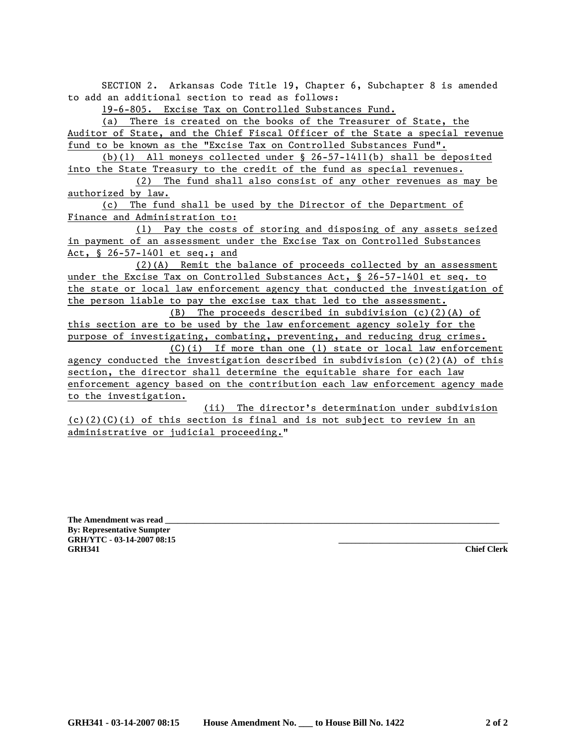SECTION 2. Arkansas Code Title 19, Chapter 6, Subchapter 8 is amended to add an additional section to read as follows:

19-6-805. Excise Tax on Controlled Substances Fund.

(a) There is created on the books of the Treasurer of State, the Auditor of State, and the Chief Fiscal Officer of the State a special revenue fund to be known as the "Excise Tax on Controlled Substances Fund".

(b)(1) All moneys collected under § 26-57-1411(b) shall be deposited into the State Treasury to the credit of the fund as special revenues.

(2) The fund shall also consist of any other revenues as may be authorized by law.

(c) The fund shall be used by the Director of the Department of Finance and Administration to:

(1) Pay the costs of storing and disposing of any assets seized in payment of an assessment under the Excise Tax on Controlled Substances Act, § 26-57-1401 et seq.; and

(2)(A) Remit the balance of proceeds collected by an assessment under the Excise Tax on Controlled Substances Act, § 26-57-1401 et seq. to the state or local law enforcement agency that conducted the investigation of the person liable to pay the excise tax that led to the assessment.

(B) The proceeds described in subdivision (c)(2)(A) of this section are to be used by the law enforcement agency solely for the purpose of investigating, combating, preventing, and reducing drug crimes.

(C)(i) If more than one (1) state or local law enforcement agency conducted the investigation described in subdivision (c)(2)(A) of this section, the director shall determine the equitable share for each law enforcement agency based on the contribution each law enforcement agency made to the investigation.

(ii) The director's determination under subdivision (c)(2)(C)(i) of this section is final and is not subject to review in an administrative or judicial proceeding."

**The Amendment was read** ____________________

**By: Representative Sumpter**

**GRH/YTC - 03-14-2007 08:15** ____________________

**GRH341** **Chief Clerk**